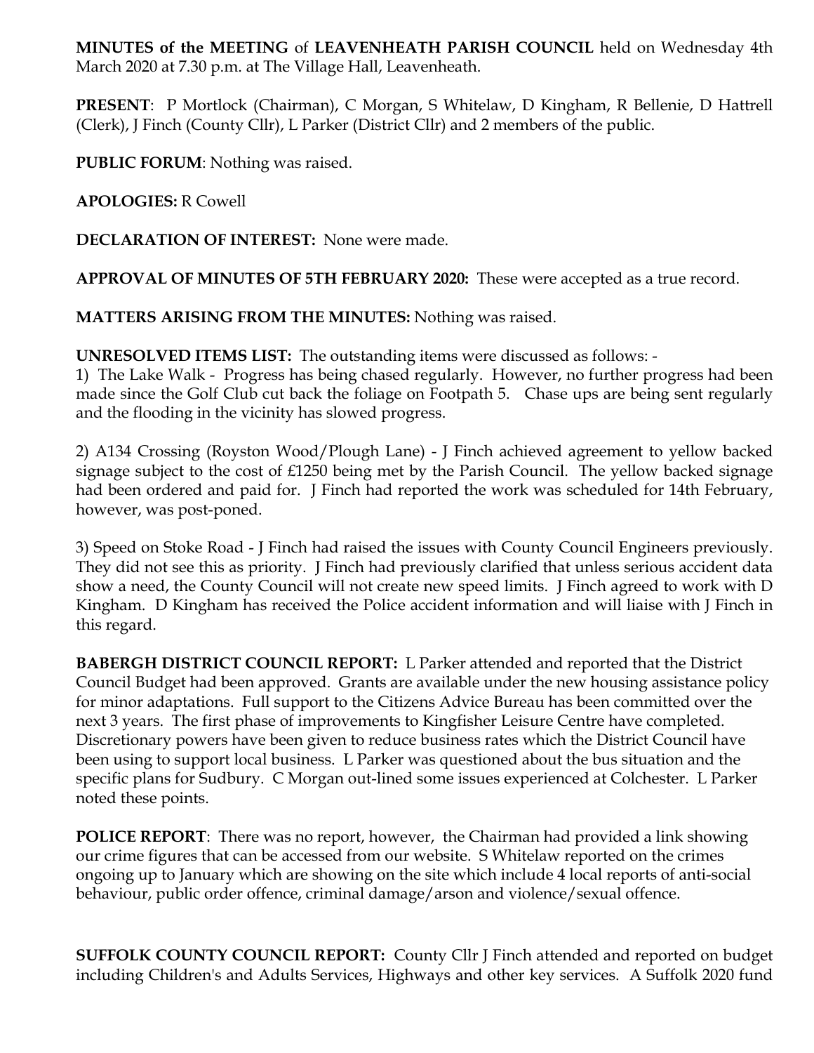**MINUTES of the MEETING** of **LEAVENHEATH PARISH COUNCIL** held on Wednesday 4th March 2020 at 7.30 p.m. at The Village Hall, Leavenheath.

**PRESENT**: P Mortlock (Chairman), C Morgan, S Whitelaw, D Kingham, R Bellenie, D Hattrell (Clerk), J Finch (County Cllr), L Parker (District Cllr) and 2 members of the public.

**PUBLIC FORUM**: Nothing was raised.

**APOLOGIES:** R Cowell

**DECLARATION OF INTEREST:** None were made.

**APPROVAL OF MINUTES OF 5TH FEBRUARY 2020:** These were accepted as a true record.

**MATTERS ARISING FROM THE MINUTES:** Nothing was raised.

**UNRESOLVED ITEMS LIST:** The outstanding items were discussed as follows: -

1) The Lake Walk - Progress has being chased regularly. However, no further progress had been made since the Golf Club cut back the foliage on Footpath 5. Chase ups are being sent regularly and the flooding in the vicinity has slowed progress.

2) A134 Crossing (Royston Wood/Plough Lane) - J Finch achieved agreement to yellow backed signage subject to the cost of £1250 being met by the Parish Council. The yellow backed signage had been ordered and paid for. J Finch had reported the work was scheduled for 14th February, however, was post-poned.

3) Speed on Stoke Road - J Finch had raised the issues with County Council Engineers previously. They did not see this as priority. J Finch had previously clarified that unless serious accident data show a need, the County Council will not create new speed limits. J Finch agreed to work with D Kingham. D Kingham has received the Police accident information and will liaise with J Finch in this regard.

**BABERGH DISTRICT COUNCIL REPORT:** L Parker attended and reported that the District Council Budget had been approved. Grants are available under the new housing assistance policy for minor adaptations. Full support to the Citizens Advice Bureau has been committed over the next 3 years. The first phase of improvements to Kingfisher Leisure Centre have completed. Discretionary powers have been given to reduce business rates which the District Council have been using to support local business. L Parker was questioned about the bus situation and the specific plans for Sudbury. C Morgan out-lined some issues experienced at Colchester. L Parker noted these points.

**POLICE REPORT**: There was no report, however, the Chairman had provided a link showing our crime figures that can be accessed from our website. S Whitelaw reported on the crimes ongoing up to January which are showing on the site which include 4 local reports of anti-social behaviour, public order offence, criminal damage/arson and violence/sexual offence.

**SUFFOLK COUNTY COUNCIL REPORT:** County Cllr J Finch attended and reported on budget including Children's and Adults Services, Highways and other key services. A Suffolk 2020 fund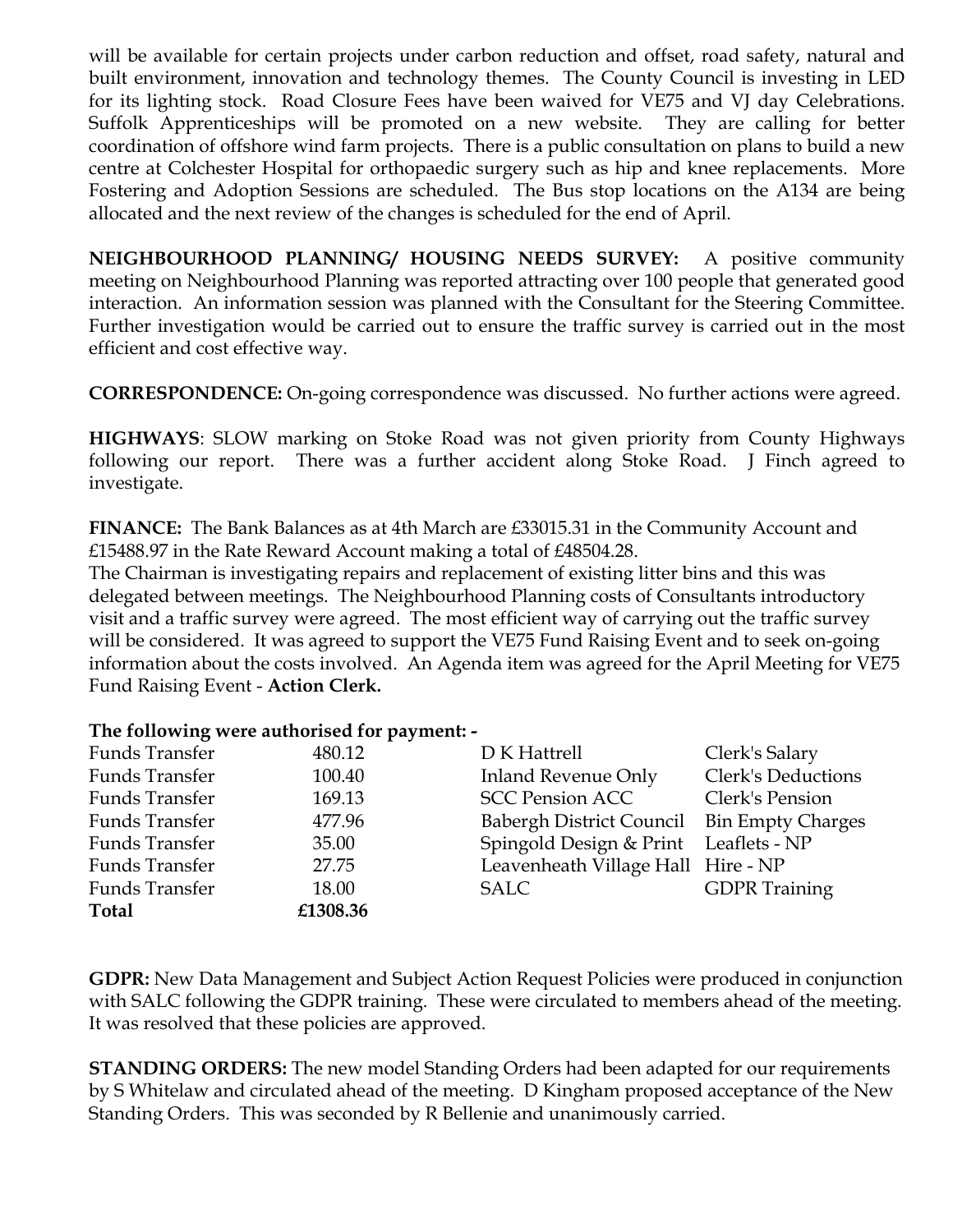will be available for certain projects under carbon reduction and offset, road safety, natural and built environment, innovation and technology themes. The County Council is investing in LED for its lighting stock. Road Closure Fees have been waived for VE75 and VJ day Celebrations. Suffolk Apprenticeships will be promoted on a new website. They are calling for better coordination of offshore wind farm projects. There is a public consultation on plans to build a new centre at Colchester Hospital for orthopaedic surgery such as hip and knee replacements. More Fostering and Adoption Sessions are scheduled. The Bus stop locations on the A134 are being allocated and the next review of the changes is scheduled for the end of April.

**NEIGHBOURHOOD PLANNING/ HOUSING NEEDS SURVEY:** A positive community meeting on Neighbourhood Planning was reported attracting over 100 people that generated good interaction. An information session was planned with the Consultant for the Steering Committee. Further investigation would be carried out to ensure the traffic survey is carried out in the most efficient and cost effective way.

**CORRESPONDENCE:** On-going correspondence was discussed. No further actions were agreed.

**HIGHWAYS**: SLOW marking on Stoke Road was not given priority from County Highways following our report. There was a further accident along Stoke Road. J Finch agreed to investigate.

**FINANCE:** The Bank Balances as at 4th March are £33015.31 in the Community Account and £15488.97 in the Rate Reward Account making a total of £48504.28.
The Chairman is investigating repairs and replacement of existing litter bins and this was delegated between meetings. The Neighbourhood Planning costs of Consultants introductory visit and a traffic survey were agreed. The most efficient way of carrying out the traffic survey will be considered. It was agreed to support the VE75 Fund Raising Event and to seek on-going information about the costs involved. An Agenda item was agreed for the April Meeting for VE75 Fund Raising Event - **Action Clerk.**

**The following were authorised for payment: -**

| | | | |
|---|---|---|---|
| Funds Transfer | 480.12 | D K Hattrell | Clerk's Salary |
| Funds Transfer | 100.40 | Inland Revenue Only | Clerk's Deductions |
| Funds Transfer | 169.13 | SCC Pension ACC | Clerk's Pension |
| Funds Transfer | 477.96 | Babergh District Council | Bin Empty Charges |
| Funds Transfer | 35.00 | Spingold Design & Print | Leaflets - NP |
| Funds Transfer | 27.75 | Leavenheath Village Hall | Hire - NP |
| Funds Transfer | 18.00 | SALC | GDPR Training |
| **Total** | **£1308.36** | | |

**GDPR:** New Data Management and Subject Action Request Policies were produced in conjunction with SALC following the GDPR training. These were circulated to members ahead of the meeting. It was resolved that these policies are approved.

**STANDING ORDERS:** The new model Standing Orders had been adapted for our requirements by S Whitelaw and circulated ahead of the meeting. D Kingham proposed acceptance of the New Standing Orders. This was seconded by R Bellenie and unanimously carried.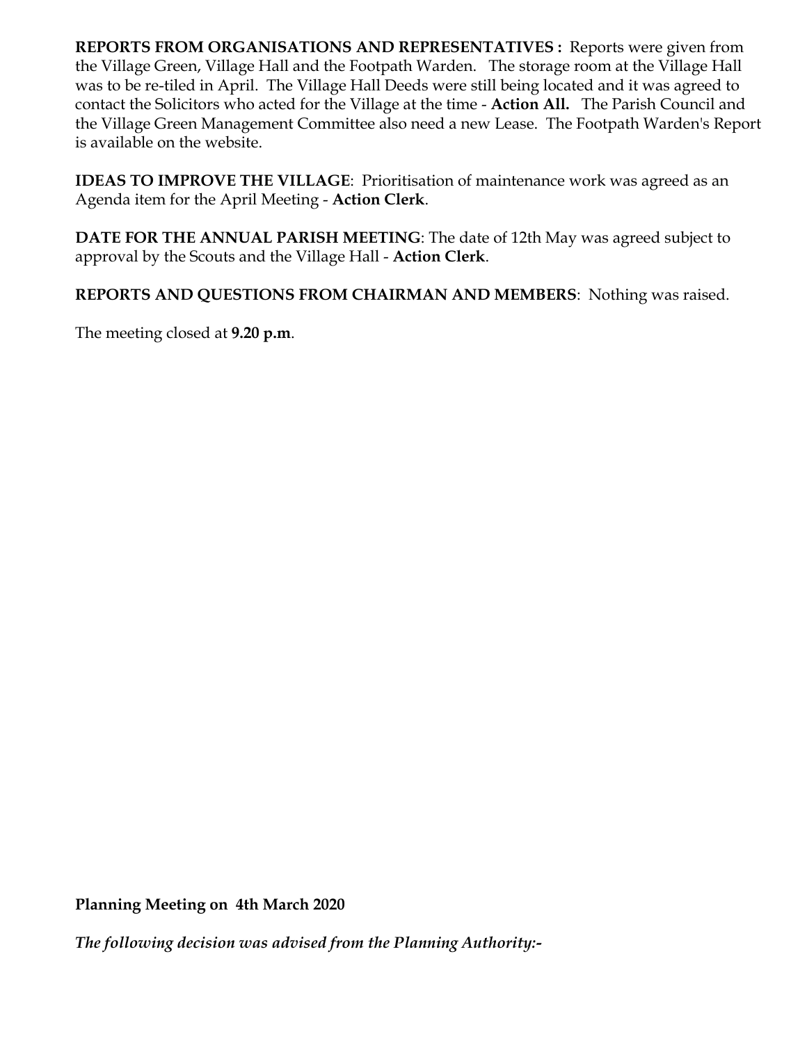**REPORTS FROM ORGANISATIONS AND REPRESENTATIVES :** Reports were given from the Village Green, Village Hall and the Footpath Warden. The storage room at the Village Hall was to be re-tiled in April. The Village Hall Deeds were still being located and it was agreed to contact the Solicitors who acted for the Village at the time - **Action All.** The Parish Council and the Village Green Management Committee also need a new Lease. The Footpath Warden's Report is available on the website.

**IDEAS TO IMPROVE THE VILLAGE**: Prioritisation of maintenance work was agreed as an Agenda item for the April Meeting - **Action Clerk**.

**DATE FOR THE ANNUAL PARISH MEETING**: The date of 12th May was agreed subject to approval by the Scouts and the Village Hall - **Action Clerk**.

**REPORTS AND QUESTIONS FROM CHAIRMAN AND MEMBERS**: Nothing was raised.

The meeting closed at **9.20 p.m**.

**Planning Meeting on 4th March 2020**

***The following decision was advised from the Planning Authority:-***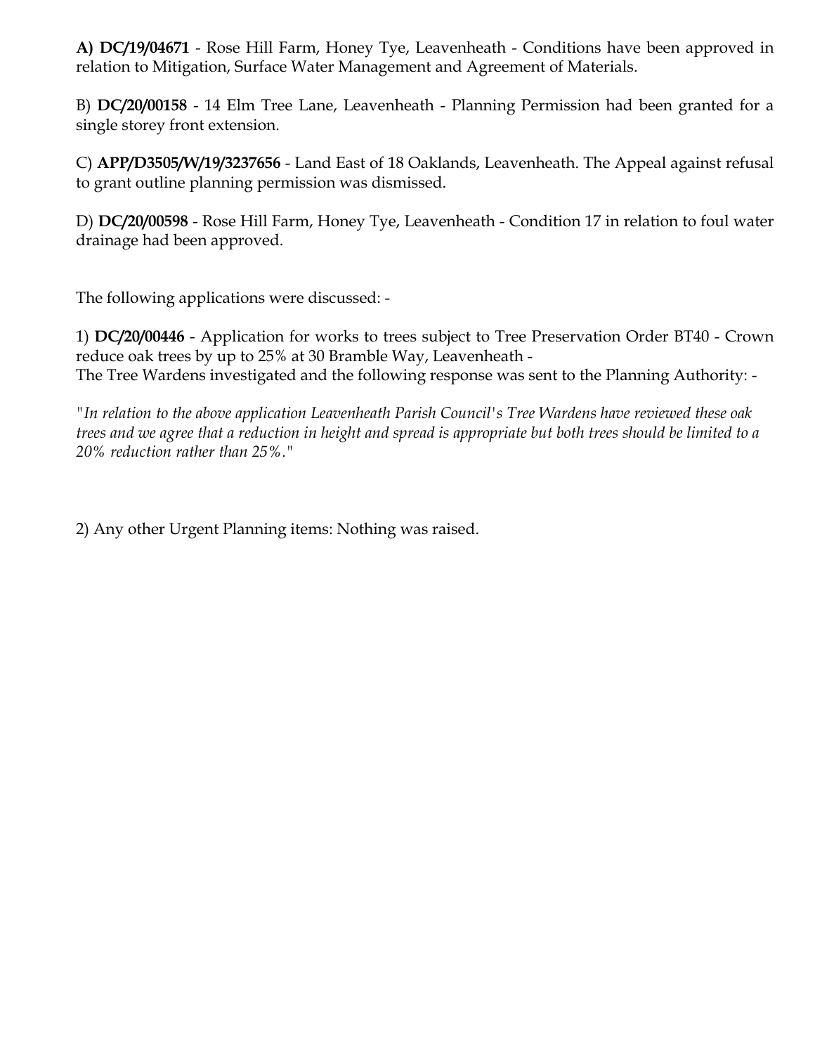**A) DC/19/04671** - Rose Hill Farm, Honey Tye, Leavenheath - Conditions have been approved in relation to Mitigation, Surface Water Management and Agreement of Materials.

B) **DC/20/00158** - 14 Elm Tree Lane, Leavenheath - Planning Permission had been granted for a single storey front extension.

C) **APP/D3505/W/19/3237656** - Land East of 18 Oaklands, Leavenheath. The Appeal against refusal to grant outline planning permission was dismissed.

D) **DC/20/00598** - Rose Hill Farm, Honey Tye, Leavenheath - Condition 17 in relation to foul water drainage had been approved.

The following applications were discussed: -

1) **DC/20/00446** - Application for works to trees subject to Tree Preservation Order BT40 - Crown reduce oak trees by up to 25% at 30 Bramble Way, Leavenheath -
The Tree Wardens investigated and the following response was sent to the Planning Authority: -

*"In relation to the above application Leavenheath Parish Council's Tree Wardens have reviewed these oak trees and we agree that a reduction in height and spread is appropriate but both trees should be limited to a 20% reduction rather than 25%."*

2) Any other Urgent Planning items: Nothing was raised.